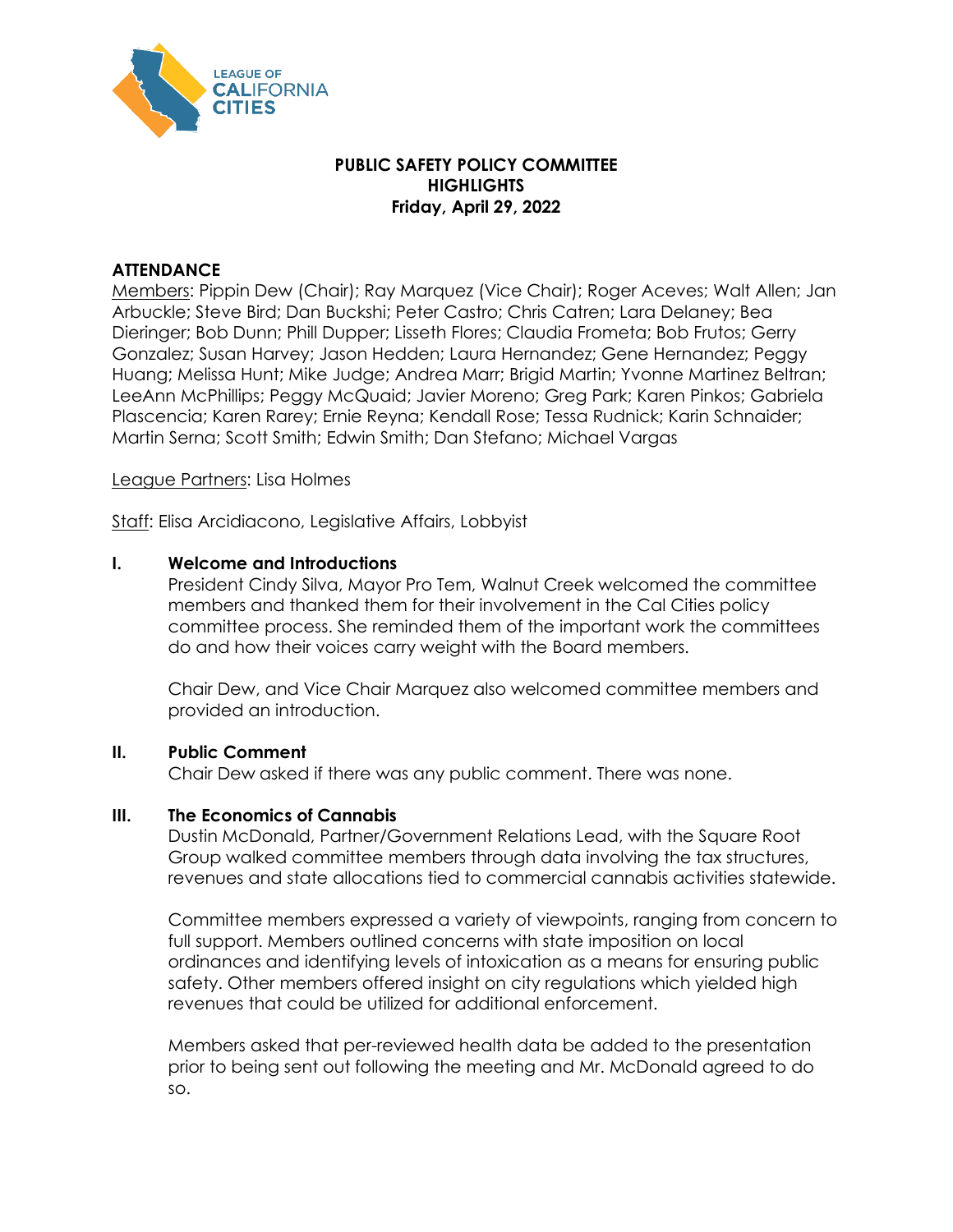# PUBLIC SAFETY POLICY COMMITTEE
## HIGHLIGHTS
### Friday, April 29, 2022

**ATTENDANCE**

Members: Pippin Dew (Chair); Ray Marquez (Vice Chair); Roger Aceves; Walt Allen; Jan Arbuckle; Steve Bird; Dan Buckshi; Peter Castro; Chris Catren; Lara Delaney; Bea Dieringer; Bob Dunn; Phill Dupper; Lisseth Flores; Claudia Frometa; Bob Frutos; Gerry Gonzalez; Susan Harvey; Jason Hedden; Laura Hernandez; Gene Hernandez; Peggy Huang; Melissa Hunt; Mike Judge; Andrea Marr; Brigid Martin; Yvonne Martinez Beltran; LeeAnn McPhillips; Peggy McQuaid; Javier Moreno; Greg Park; Karen Pinkos; Gabriela Plascencia; Karen Rarey; Ernie Reyna; Kendall Rose; Tessa Rudnick; Karin Schnaider; Martin Serna; Scott Smith; Edwin Smith; Dan Stefano; Michael Vargas

League Partners: Lisa Holmes

Staff: Elisa Arcidiacono, Legislative Affairs, Lobbyist

**I. Welcome and Introductions**

President Cindy Silva, Mayor Pro Tem, Walnut Creek welcomed the committee members and thanked them for their involvement in the Cal Cities policy committee process. She reminded them of the important work the committees do and how their voices carry weight with the Board members.

Chair Dew, and Vice Chair Marquez also welcomed committee members and provided an introduction.

**II. Public Comment**

Chair Dew asked if there was any public comment. There was none.

**III. The Economics of Cannabis**

Dustin McDonald, Partner/Government Relations Lead, with the Square Root Group walked committee members through data involving the tax structures, revenues and state allocations tied to commercial cannabis activities statewide.

Committee members expressed a variety of viewpoints, ranging from concern to full support. Members outlined concerns with state imposition on local ordinances and identifying levels of intoxication as a means for ensuring public safety. Other members offered insight on city regulations which yielded high revenues that could be utilized for additional enforcement.

Members asked that per-reviewed health data be added to the presentation prior to being sent out following the meeting and Mr. McDonald agreed to do so.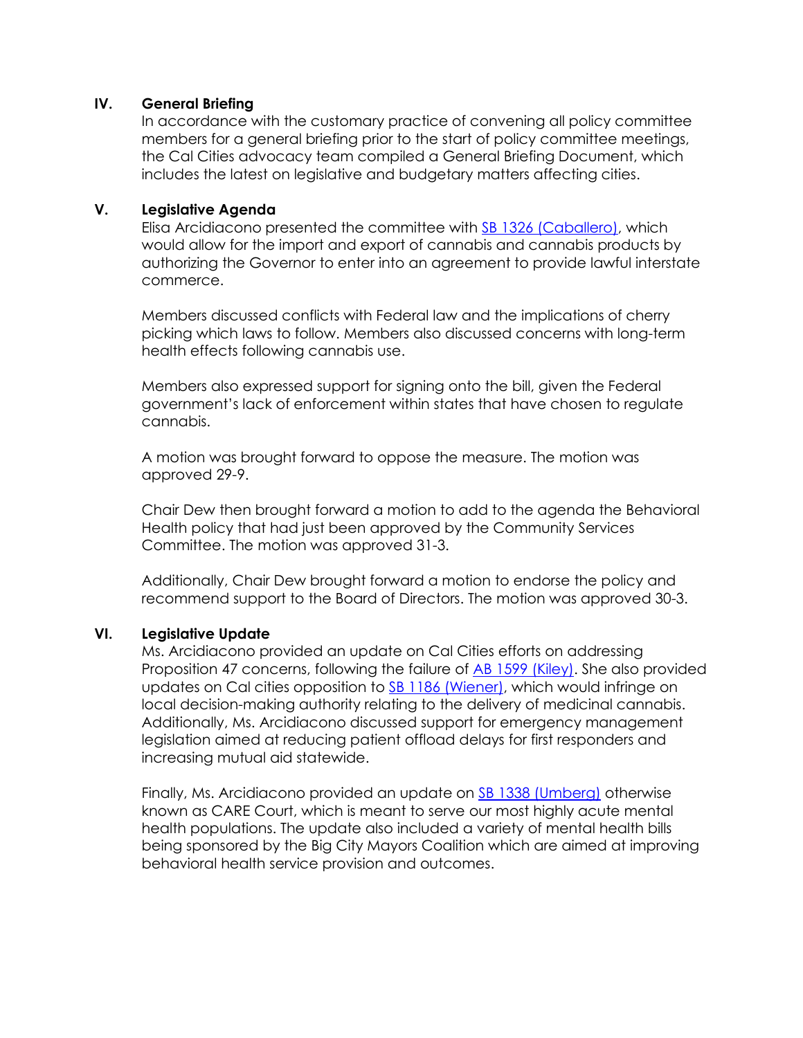## IV. General Briefing

In accordance with the customary practice of convening all policy committee members for a general briefing prior to the start of policy committee meetings, the Cal Cities advocacy team compiled a General Briefing Document, which includes the latest on legislative and budgetary matters affecting cities.

## V. Legislative Agenda

Elisa Arcidiacono presented the committee with [SB 1326 (Caballero)](), which would allow for the import and export of cannabis and cannabis products by authorizing the Governor to enter into an agreement to provide lawful interstate commerce.

Members discussed conflicts with Federal law and the implications of cherry picking which laws to follow. Members also discussed concerns with long-term health effects following cannabis use.

Members also expressed support for signing onto the bill, given the Federal government's lack of enforcement within states that have chosen to regulate cannabis.

A motion was brought forward to oppose the measure. The motion was approved 29-9.

Chair Dew then brought forward a motion to add to the agenda the Behavioral Health policy that had just been approved by the Community Services Committee. The motion was approved 31-3.

Additionally, Chair Dew brought forward a motion to endorse the policy and recommend support to the Board of Directors. The motion was approved 30-3.

## VI. Legislative Update

Ms. Arcidiacono provided an update on Cal Cities efforts on addressing Proposition 47 concerns, following the failure of [AB 1599 (Kiley)](). She also provided updates on Cal cities opposition to [SB 1186 (Wiener)](), which would infringe on local decision-making authority relating to the delivery of medicinal cannabis. Additionally, Ms. Arcidiacono discussed support for emergency management legislation aimed at reducing patient offload delays for first responders and increasing mutual aid statewide.

Finally, Ms. Arcidiacono provided an update on [SB 1338 (Umberg)]() otherwise known as CARE Court, which is meant to serve our most highly acute mental health populations. The update also included a variety of mental health bills being sponsored by the Big City Mayors Coalition which are aimed at improving behavioral health service provision and outcomes.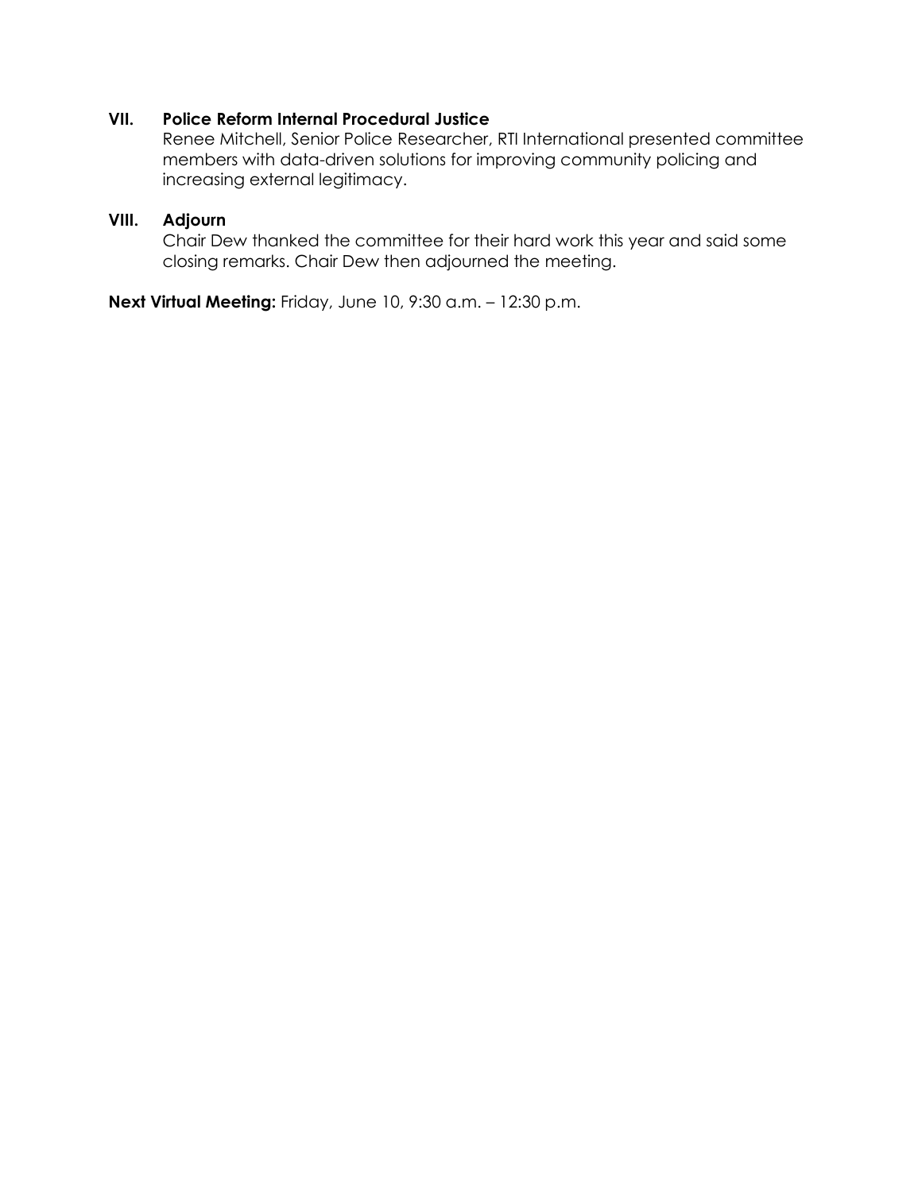## VII. Police Reform Internal Procedural Justice

Renee Mitchell, Senior Police Researcher, RTI International presented committee members with data-driven solutions for improving community policing and increasing external legitimacy.

## VIII. Adjourn

Chair Dew thanked the committee for their hard work this year and said some closing remarks. Chair Dew then adjourned the meeting.

**Next Virtual Meeting:** Friday, June 10, 9:30 a.m. – 12:30 p.m.